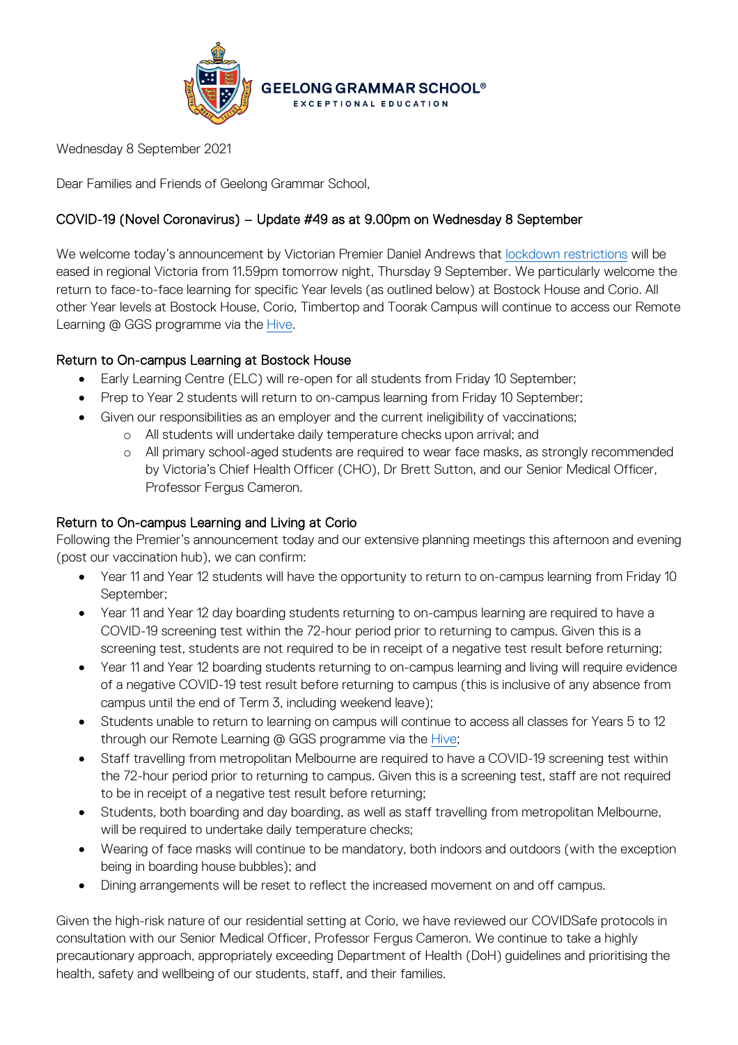GEELONG GRAMMAR SCHOOL®
EXCEPTIONAL EDUCATION

Wednesday 8 September 2021

Dear Families and Friends of Geelong Grammar School,

## COVID-19 (Novel Coronavirus) – Update #49 as at 9.00pm on Wednesday 8 September

We welcome today's announcement by Victorian Premier Daniel Andrews that lockdown restrictions will be eased in regional Victoria from 11.59pm tomorrow night, Thursday 9 September. We particularly welcome the return to face-to-face learning for specific Year levels (as outlined below) at Bostock House and Corio. All other Year levels at Bostock House, Corio, Timbertop and Toorak Campus will continue to access our Remote Learning @ GGS programme via the Hive.

### Return to On-campus Learning at Bostock House

- Early Learning Centre (ELC) will re-open for all students from Friday 10 September;
- Prep to Year 2 students will return to on-campus learning from Friday 10 September;
- Given our responsibilities as an employer and the current ineligibility of vaccinations;
  - All students will undertake daily temperature checks upon arrival; and
  - All primary school-aged students are required to wear face masks, as strongly recommended by Victoria's Chief Health Officer (CHO), Dr Brett Sutton, and our Senior Medical Officer, Professor Fergus Cameron.

### Return to On-campus Learning and Living at Corio

Following the Premier's announcement today and our extensive planning meetings this afternoon and evening (post our vaccination hub), we can confirm:

- Year 11 and Year 12 students will have the opportunity to return to on-campus learning from Friday 10 September;
- Year 11 and Year 12 day boarding students returning to on-campus learning are required to have a COVID-19 screening test within the 72-hour period prior to returning to campus. Given this is a screening test, students are not required to be in receipt of a negative test result before returning;
- Year 11 and Year 12 boarding students returning to on-campus learning and living will require evidence of a negative COVID-19 test result before returning to campus (this is inclusive of any absence from campus until the end of Term 3, including weekend leave);
- Students unable to return to learning on campus will continue to access all classes for Years 5 to 12 through our Remote Learning @ GGS programme via the Hive;
- Staff travelling from metropolitan Melbourne are required to have a COVID-19 screening test within the 72-hour period prior to returning to campus. Given this is a screening test, staff are not required to be in receipt of a negative test result before returning;
- Students, both boarding and day boarding, as well as staff travelling from metropolitan Melbourne, will be required to undertake daily temperature checks;
- Wearing of face masks will continue to be mandatory, both indoors and outdoors (with the exception being in boarding house bubbles); and
- Dining arrangements will be reset to reflect the increased movement on and off campus.

Given the high-risk nature of our residential setting at Corio, we have reviewed our COVIDSafe protocols in consultation with our Senior Medical Officer, Professor Fergus Cameron. We continue to take a highly precautionary approach, appropriately exceeding Department of Health (DoH) guidelines and prioritising the health, safety and wellbeing of our students, staff, and their families.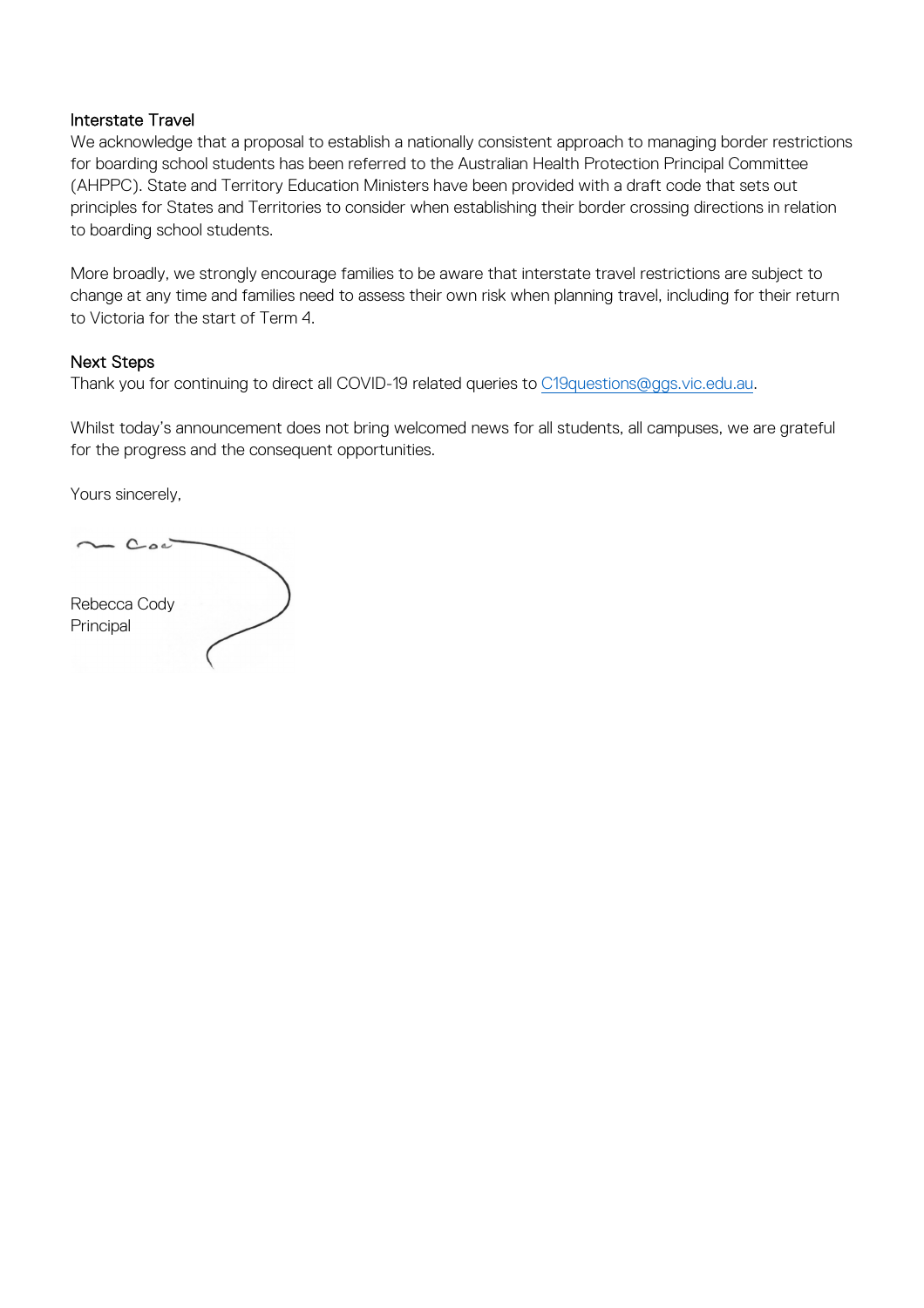### Interstate Travel

We acknowledge that a proposal to establish a nationally consistent approach to managing border restrictions for boarding school students has been referred to the Australian Health Protection Principal Committee (AHPPC). State and Territory Education Ministers have been provided with a draft code that sets out principles for States and Territories to consider when establishing their border crossing directions in relation to boarding school students.

More broadly, we strongly encourage families to be aware that interstate travel restrictions are subject to change at any time and families need to assess their own risk when planning travel, including for their return to Victoria for the start of Term 4.

### Next Steps

Thank you for continuing to direct all COVID-19 related queries to C19questions@ggs.vic.edu.au.

Whilst today's announcement does not bring welcomed news for all students, all campuses, we are grateful for the progress and the consequent opportunities.

Yours sincerely,

Rebecca Cody
Principal